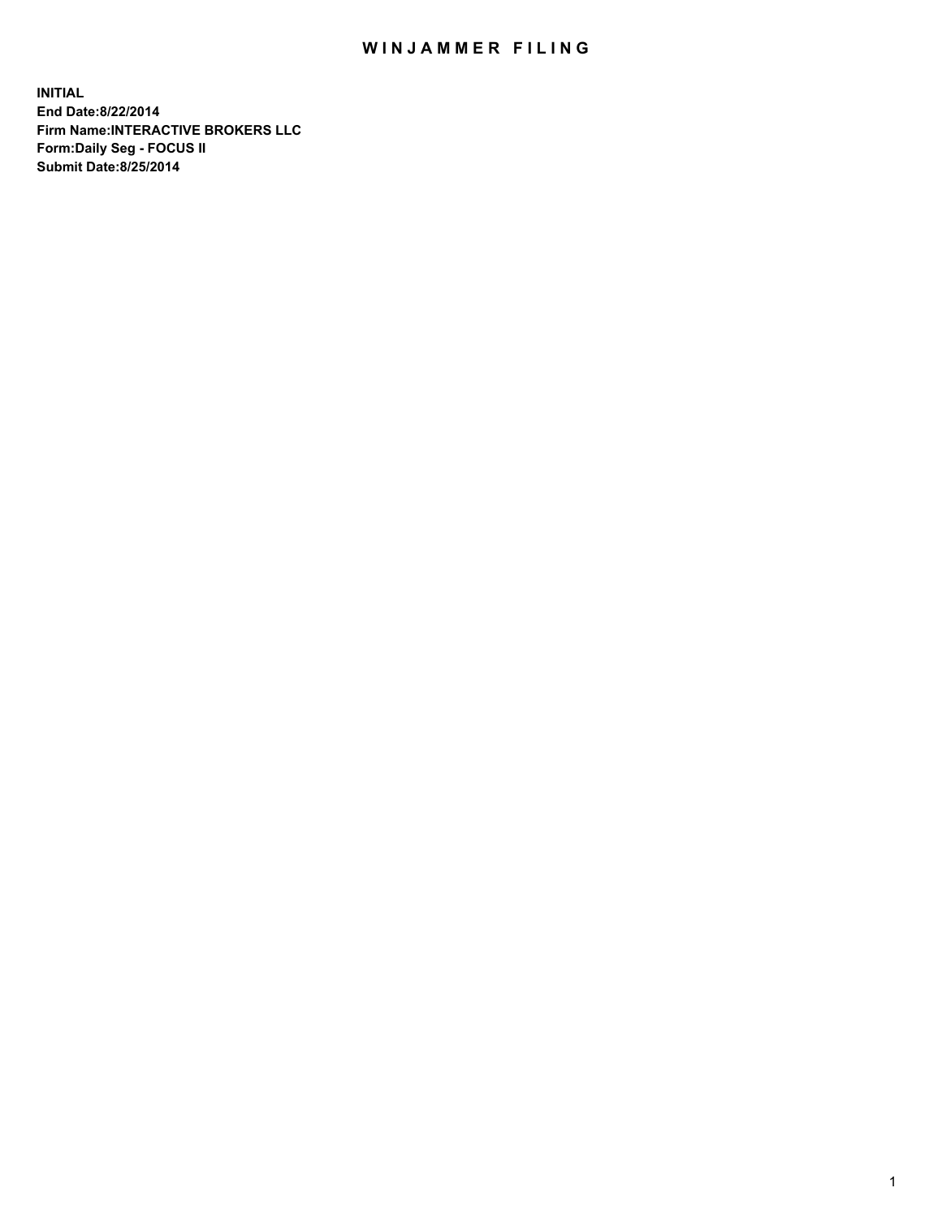# WINJAMMER FILING

**INITIAL**
**End Date:8/22/2014**
**Firm Name:INTERACTIVE BROKERS LLC**
**Form:Daily Seg - FOCUS II**
**Submit Date:8/25/2014**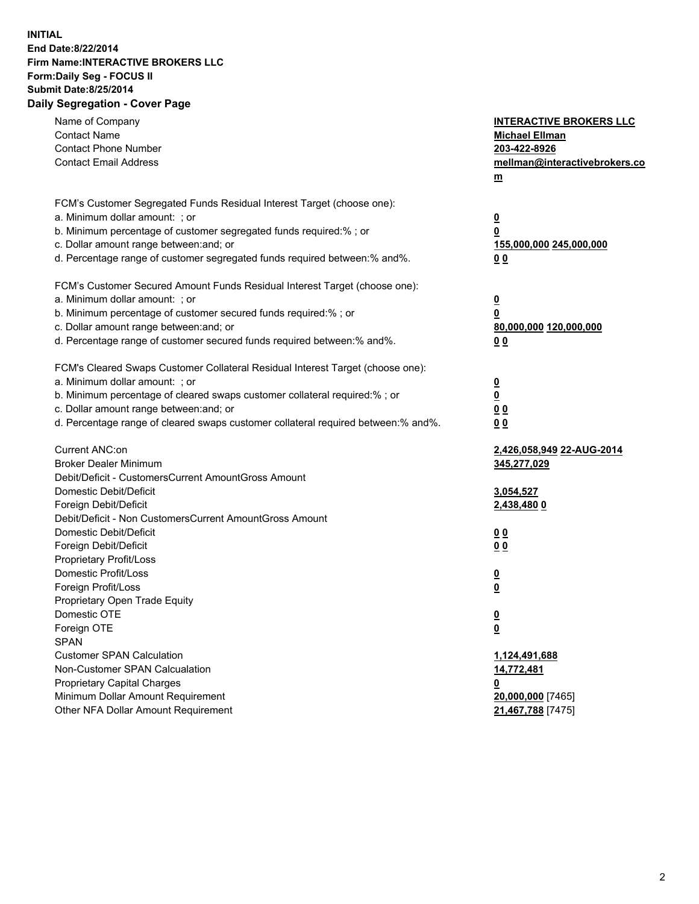**INITIAL**
**End Date:8/22/2014**
**Firm Name:INTERACTIVE BROKERS LLC**
**Form:Daily Seg - FOCUS II**
**Submit Date:8/25/2014**

## Daily Segregation - Cover Page

| | |
|---|---|
| Name of Company | **INTERACTIVE BROKERS LLC** |
| Contact Name | **Michael Ellman** |
| Contact Phone Number | **203-422-8926** |
| Contact Email Address | **mellman@interactivebrokers.com** |
| | |
| FCM's Customer Segregated Funds Residual Interest Target (choose one): | |
| a. Minimum dollar amount: ; or | **0** |
| b. Minimum percentage of customer segregated funds required:% ; or | **0** |
| c. Dollar amount range between:and; or | **155,000,000 245,000,000** |
| d. Percentage range of customer segregated funds required between:% and%. | **0 0** |
| | |
| FCM's Customer Secured Amount Funds Residual Interest Target (choose one): | |
| a. Minimum dollar amount: ; or | **0** |
| b. Minimum percentage of customer secured funds required:% ; or | **0** |
| c. Dollar amount range between:and; or | **80,000,000 120,000,000** |
| d. Percentage range of customer secured funds required between:% and%. | **0 0** |
| | |
| FCM's Cleared Swaps Customer Collateral Residual Interest Target (choose one): | |
| a. Minimum dollar amount: ; or | **0** |
| b. Minimum percentage of cleared swaps customer collateral required:% ; or | **0** |
| c. Dollar amount range between:and; or | **0 0** |
| d. Percentage range of cleared swaps customer collateral required between:% and%. | **0 0** |
| | |
| Current ANC:on | **2,426,058,949 22-AUG-2014** |
| Broker Dealer Minimum | **345,277,029** |
| Debit/Deficit - CustomersCurrent AmountGross Amount | |
| Domestic Debit/Deficit | **3,054,527** |
| Foreign Debit/Deficit | **2,438,480 0** |
| Debit/Deficit - Non CustomersCurrent AmountGross Amount | |
| Domestic Debit/Deficit | **0 0** |
| Foreign Debit/Deficit | **0 0** |
| Proprietary Profit/Loss | |
| Domestic Profit/Loss | **0** |
| Foreign Profit/Loss | **0** |
| Proprietary Open Trade Equity | |
| Domestic OTE | **0** |
| Foreign OTE | **0** |
| SPAN | |
| Customer SPAN Calculation | **1,124,491,688** |
| Non-Customer SPAN Calcualation | **14,772,481** |
| Proprietary Capital Charges | **0** |
| Minimum Dollar Amount Requirement | **20,000,000** [7465] |
| Other NFA Dollar Amount Requirement | **21,467,788** [7475] |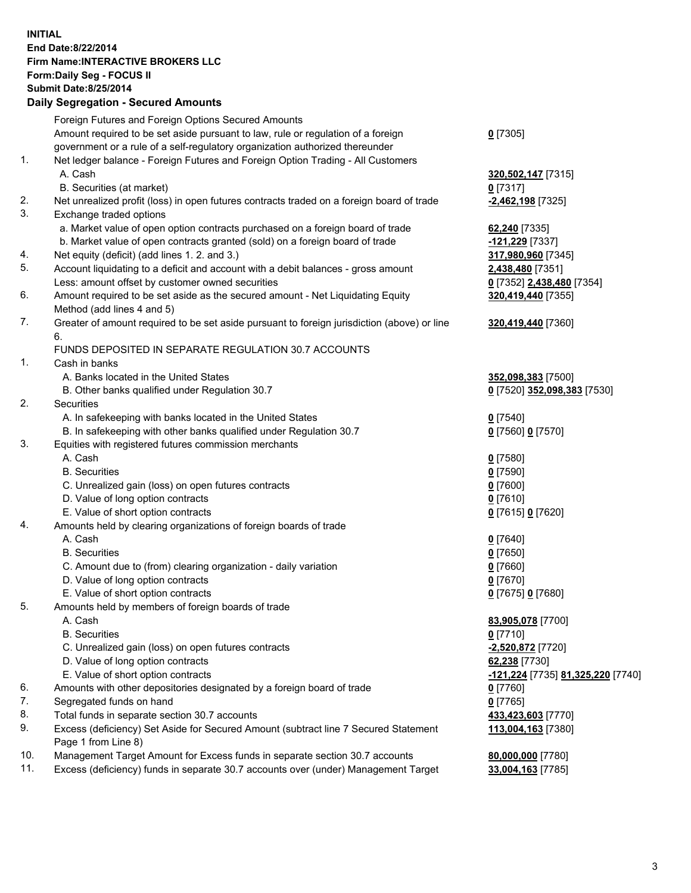**INITIAL**
**End Date:8/22/2014**
**Firm Name:INTERACTIVE BROKERS LLC**
**Form:Daily Seg - FOCUS II**
**Submit Date:8/25/2014**

## Daily Segregation - Secured Amounts

| | | |
|---|---|---|
| | Foreign Futures and Foreign Options Secured Amounts | |
| | Amount required to be set aside pursuant to law, rule or regulation of a foreign government or a rule of a self-regulatory organization authorized thereunder | **0** [7305] |
| 1. | Net ledger balance - Foreign Futures and Foreign Option Trading - All Customers | |
| | A. Cash | **320,502,147** [7315] |
| | B. Securities (at market) | **0** [7317] |
| 2. | Net unrealized profit (loss) in open futures contracts traded on a foreign board of trade | **-2,462,198** [7325] |
| 3. | Exchange traded options | |
| | a. Market value of open option contracts purchased on a foreign board of trade | **62,240** [7335] |
| | b. Market value of open contracts granted (sold) on a foreign board of trade | **-121,229** [7337] |
| 4. | Net equity (deficit) (add lines 1. 2. and 3.) | **317,980,960** [7345] |
| 5. | Account liquidating to a deficit and account with a debit balances - gross amount | **2,438,480** [7351] |
| | Less: amount offset by customer owned securities | **0** [7352] **2,438,480** [7354] |
| 6. | Amount required to be set aside as the secured amount - Net Liquidating Equity Method (add lines 4 and 5) | **320,419,440** [7355] |
| 7. | Greater of amount required to be set aside pursuant to foreign jurisdiction (above) or line 6. | **320,419,440** [7360] |
| | FUNDS DEPOSITED IN SEPARATE REGULATION 30.7 ACCOUNTS | |
| 1. | Cash in banks | |
| | A. Banks located in the United States | **352,098,383** [7500] |
| | B. Other banks qualified under Regulation 30.7 | **0** [7520] **352,098,383** [7530] |
| 2. | Securities | |
| | A. In safekeeping with banks located in the United States | **0** [7540] |
| | B. In safekeeping with other banks qualified under Regulation 30.7 | **0** [7560] **0** [7570] |
| 3. | Equities with registered futures commission merchants | |
| | A. Cash | **0** [7580] |
| | B. Securities | **0** [7590] |
| | C. Unrealized gain (loss) on open futures contracts | **0** [7600] |
| | D. Value of long option contracts | **0** [7610] |
| | E. Value of short option contracts | **0** [7615] **0** [7620] |
| 4. | Amounts held by clearing organizations of foreign boards of trade | |
| | A. Cash | **0** [7640] |
| | B. Securities | **0** [7650] |
| | C. Amount due to (from) clearing organization - daily variation | **0** [7660] |
| | D. Value of long option contracts | **0** [7670] |
| | E. Value of short option contracts | **0** [7675] **0** [7680] |
| 5. | Amounts held by members of foreign boards of trade | |
| | A. Cash | **83,905,078** [7700] |
| | B. Securities | **0** [7710] |
| | C. Unrealized gain (loss) on open futures contracts | **-2,520,872** [7720] |
| | D. Value of long option contracts | **62,238** [7730] |
| | E. Value of short option contracts | **-121,224** [7735] **81,325,220** [7740] |
| 6. | Amounts with other depositories designated by a foreign board of trade | **0** [7760] |
| 7. | Segregated funds on hand | **0** [7765] |
| 8. | Total funds in separate section 30.7 accounts | **433,423,603** [7770] |
| 9. | Excess (deficiency) Set Aside for Secured Amount (subtract line 7 Secured Statement Page 1 from Line 8) | **113,004,163** [7380] |
| 10. | Management Target Amount for Excess funds in separate section 30.7 accounts | **80,000,000** [7780] |
| 11. | Excess (deficiency) funds in separate 30.7 accounts over (under) Management Target | **33,004,163** [7785] |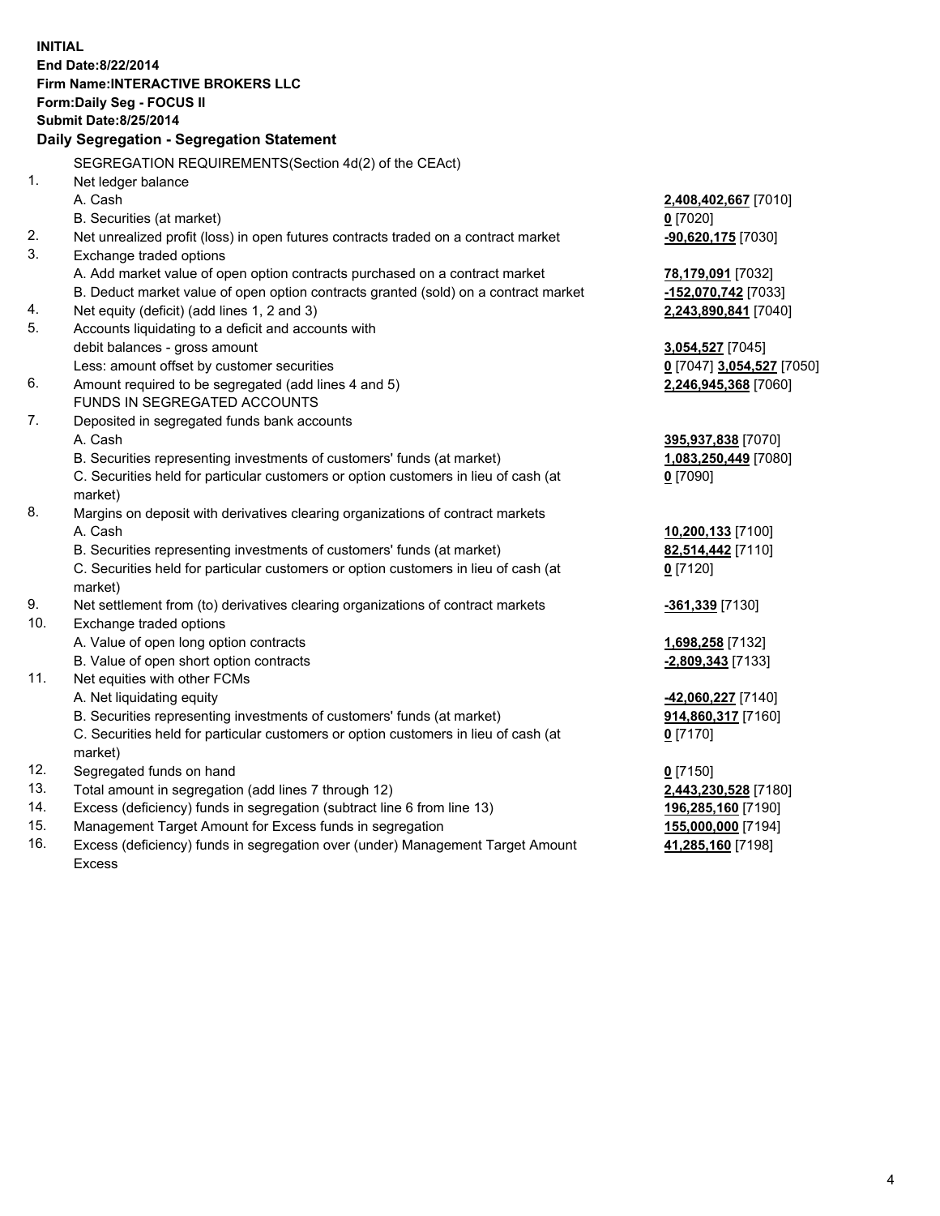**INITIAL**
**End Date:8/22/2014**
**Firm Name:INTERACTIVE BROKERS LLC**
**Form:Daily Seg - FOCUS II**
**Submit Date:8/25/2014**

**Daily Segregation - Segregation Statement**

| | | |
|---|---|---|
| | SEGREGATION REQUIREMENTS(Section 4d(2) of the CEAct) | |
| 1. | Net ledger balance | |
| | A. Cash | **2,408,402,667** [7010] |
| | B. Securities (at market) | **0** [7020] |
| 2. | Net unrealized profit (loss) in open futures contracts traded on a contract market | **-90,620,175** [7030] |
| 3. | Exchange traded options | |
| | A. Add market value of open option contracts purchased on a contract market | **78,179,091** [7032] |
| | B. Deduct market value of open option contracts granted (sold) on a contract market | **-152,070,742** [7033] |
| 4. | Net equity (deficit) (add lines 1, 2 and 3) | **2,243,890,841** [7040] |
| 5. | Accounts liquidating to a deficit and accounts with debit balances - gross amount | **3,054,527** [7045] |
| | Less: amount offset by customer securities | **0** [7047] **3,054,527** [7050] |
| 6. | Amount required to be segregated (add lines 4 and 5) | **2,246,945,368** [7060] |
| | FUNDS IN SEGREGATED ACCOUNTS | |
| 7. | Deposited in segregated funds bank accounts | |
| | A. Cash | **395,937,838** [7070] |
| | B. Securities representing investments of customers' funds (at market) | **1,083,250,449** [7080] |
| | C. Securities held for particular customers or option customers in lieu of cash (at market) | **0** [7090] |
| 8. | Margins on deposit with derivatives clearing organizations of contract markets | |
| | A. Cash | **10,200,133** [7100] |
| | B. Securities representing investments of customers' funds (at market) | **82,514,442** [7110] |
| | C. Securities held for particular customers or option customers in lieu of cash (at market) | **0** [7120] |
| 9. | Net settlement from (to) derivatives clearing organizations of contract markets | **-361,339** [7130] |
| 10. | Exchange traded options | |
| | A. Value of open long option contracts | **1,698,258** [7132] |
| | B. Value of open short option contracts | **-2,809,343** [7133] |
| 11. | Net equities with other FCMs | |
| | A. Net liquidating equity | **-42,060,227** [7140] |
| | B. Securities representing investments of customers' funds (at market) | **914,860,317** [7160] |
| | C. Securities held for particular customers or option customers in lieu of cash (at market) | **0** [7170] |
| 12. | Segregated funds on hand | **0** [7150] |
| 13. | Total amount in segregation (add lines 7 through 12) | **2,443,230,528** [7180] |
| 14. | Excess (deficiency) funds in segregation (subtract line 6 from line 13) | **196,285,160** [7190] |
| 15. | Management Target Amount for Excess funds in segregation | **155,000,000** [7194] |
| 16. | Excess (deficiency) funds in segregation over (under) Management Target Amount Excess | **41,285,160** [7198] |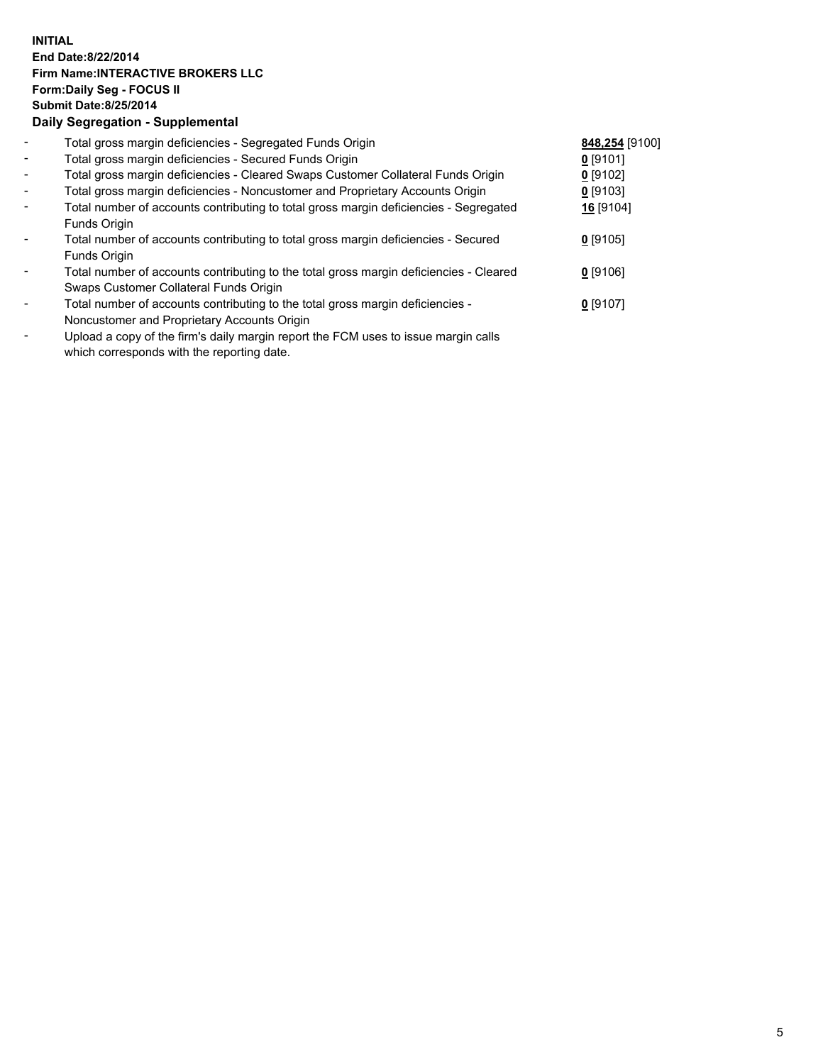**INITIAL**
**End Date:8/22/2014**
**Firm Name:INTERACTIVE BROKERS LLC**
**Form:Daily Seg - FOCUS II**
**Submit Date:8/25/2014**

**Daily Segregation - Supplemental**

| | | |
|---|---|---|
| - | Total gross margin deficiencies - Segregated Funds Origin | **848,254** [9100] |
| - | Total gross margin deficiencies - Secured Funds Origin | **0** [9101] |
| - | Total gross margin deficiencies - Cleared Swaps Customer Collateral Funds Origin | **0** [9102] |
| - | Total gross margin deficiencies - Noncustomer and Proprietary Accounts Origin | **0** [9103] |
| - | Total number of accounts contributing to total gross margin deficiencies - Segregated Funds Origin | **16** [9104] |
| - | Total number of accounts contributing to total gross margin deficiencies - Secured Funds Origin | **0** [9105] |
| - | Total number of accounts contributing to the total gross margin deficiencies - Cleared Swaps Customer Collateral Funds Origin | **0** [9106] |
| - | Total number of accounts contributing to the total gross margin deficiencies - Noncustomer and Proprietary Accounts Origin | **0** [9107] |
| - | Upload a copy of the firm's daily margin report the FCM uses to issue margin calls which corresponds with the reporting date. | |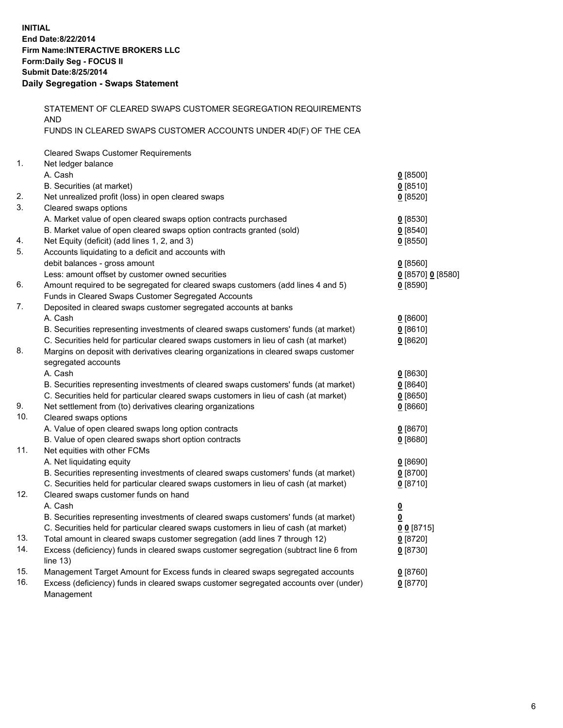**INITIAL**
**End Date:8/22/2014**
**Firm Name:INTERACTIVE BROKERS LLC**
**Form:Daily Seg - FOCUS II**
**Submit Date:8/25/2014**
**Daily Segregation - Swaps Statement**

STATEMENT OF CLEARED SWAPS CUSTOMER SEGREGATION REQUIREMENTS AND FUNDS IN CLEARED SWAPS CUSTOMER ACCOUNTS UNDER 4D(F) OF THE CEA

| | | |
|---|---|---|
| | Cleared Swaps Customer Requirements | |
| 1. | Net ledger balance | |
| | A. Cash | 0 [8500] |
| | B. Securities (at market) | 0 [8510] |
| 2. | Net unrealized profit (loss) in open cleared swaps | 0 [8520] |
| 3. | Cleared swaps options | |
| | A. Market value of open cleared swaps option contracts purchased | 0 [8530] |
| | B. Market value of open cleared swaps option contracts granted (sold) | 0 [8540] |
| 4. | Net Equity (deficit) (add lines 1, 2, and 3) | 0 [8550] |
| 5. | Accounts liquidating to a deficit and accounts with debit balances - gross amount | 0 [8560] |
| | Less: amount offset by customer owned securities | 0 [8570] 0 [8580] |
| 6. | Amount required to be segregated for cleared swaps customers (add lines 4 and 5) | 0 [8590] |
| | Funds in Cleared Swaps Customer Segregated Accounts | |
| 7. | Deposited in cleared swaps customer segregated accounts at banks | |
| | A. Cash | 0 [8600] |
| | B. Securities representing investments of cleared swaps customers' funds (at market) | 0 [8610] |
| | C. Securities held for particular cleared swaps customers in lieu of cash (at market) | 0 [8620] |
| 8. | Margins on deposit with derivatives clearing organizations in cleared swaps customer segregated accounts | |
| | A. Cash | 0 [8630] |
| | B. Securities representing investments of cleared swaps customers' funds (at market) | 0 [8640] |
| | C. Securities held for particular cleared swaps customers in lieu of cash (at market) | 0 [8650] |
| 9. | Net settlement from (to) derivatives clearing organizations | 0 [8660] |
| 10. | Cleared swaps options | |
| | A. Value of open cleared swaps long option contracts | 0 [8670] |
| | B. Value of open cleared swaps short option contracts | 0 [8680] |
| 11. | Net equities with other FCMs | |
| | A. Net liquidating equity | 0 [8690] |
| | B. Securities representing investments of cleared swaps customers' funds (at market) | 0 [8700] |
| | C. Securities held for particular cleared swaps customers in lieu of cash (at market) | 0 [8710] |
| 12. | Cleared swaps customer funds on hand | |
| | A. Cash | 0 |
| | B. Securities representing investments of cleared swaps customers' funds (at market) | 0 |
| | C. Securities held for particular cleared swaps customers in lieu of cash (at market) | 0 0 [8715] |
| 13. | Total amount in cleared swaps customer segregation (add lines 7 through 12) | 0 [8720] |
| 14. | Excess (deficiency) funds in cleared swaps customer segregation (subtract line 6 from line 13) | 0 [8730] |
| 15. | Management Target Amount for Excess funds in cleared swaps segregated accounts | 0 [8760] |
| 16. | Excess (deficiency) funds in cleared swaps customer segregated accounts over (under) Management | 0 [8770] |